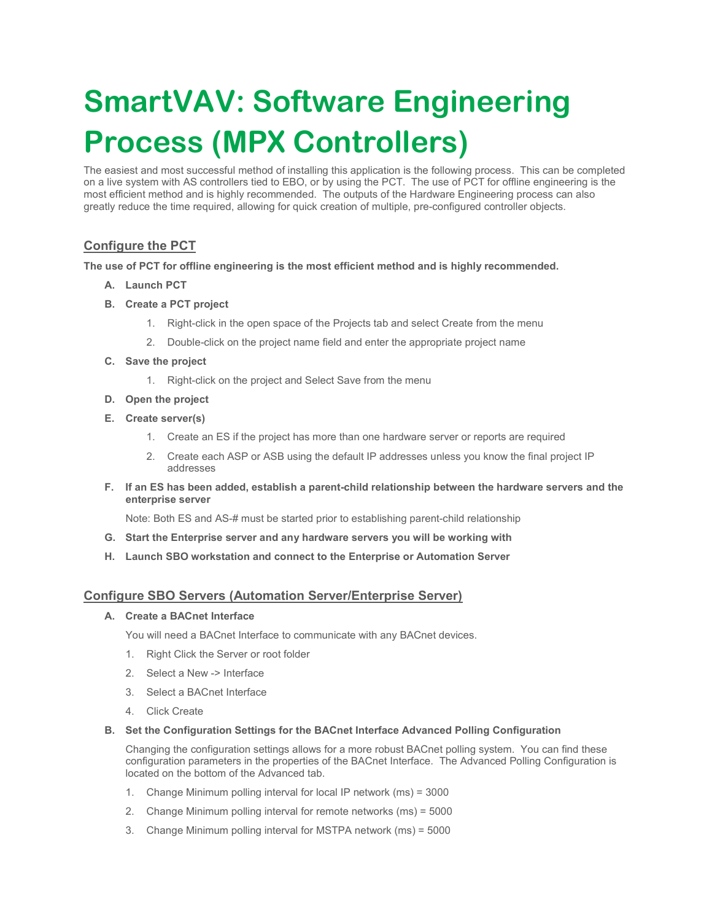# SmartVAV: Software Engineering Process (MPX Controllers)

The easiest and most successful method of installing this application is the following process. This can be completed on a live system with AS controllers tied to EBO, or by using the PCT. The use of PCT for offline engineering is the most efficient method and is highly recommended. The outputs of the Hardware Engineering process can also greatly reduce the time required, allowing for quick creation of multiple, pre-configured controller objects.

## Configure the PCT

**The use of PCT for offline engineering is the most efficient method and is highly recommended.**

**A. Launch PCT**

**B. Create a PCT project**

1. Right-click in the open space of the Projects tab and select Create from the menu
2. Double-click on the project name field and enter the appropriate project name

**C. Save the project**

1. Right-click on the project and Select Save from the menu

**D. Open the project**

**E. Create server(s)**

1. Create an ES if the project has more than one hardware server or reports are required
2. Create each ASP or ASB using the default IP addresses unless you know the final project IP addresses

**F. If an ES has been added, establish a parent-child relationship between the hardware servers and the enterprise server**

Note: Both ES and AS-# must be started prior to establishing parent-child relationship

**G. Start the Enterprise server and any hardware servers you will be working with**

**H. Launch SBO workstation and connect to the Enterprise or Automation Server**

## Configure SBO Servers (Automation Server/Enterprise Server)

**A. Create a BACnet Interface**

You will need a BACnet Interface to communicate with any BACnet devices.

1. Right Click the Server or root folder
2. Select a New -> Interface
3. Select a BACnet Interface
4. Click Create

**B. Set the Configuration Settings for the BACnet Interface Advanced Polling Configuration**

Changing the configuration settings allows for a more robust BACnet polling system. You can find these configuration parameters in the properties of the BACnet Interface. The Advanced Polling Configuration is located on the bottom of the Advanced tab.

1. Change Minimum polling interval for local IP network (ms) = 3000
2. Change Minimum polling interval for remote networks (ms) = 5000
3. Change Minimum polling interval for MSTPA network (ms) = 5000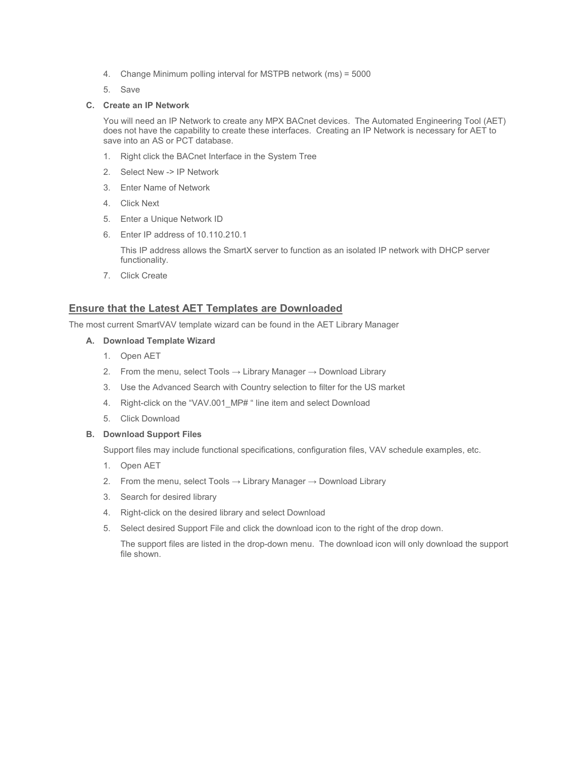4. Change Minimum polling interval for MSTPB network (ms) = 5000
5. Save

**C. Create an IP Network**

You will need an IP Network to create any MPX BACnet devices. The Automated Engineering Tool (AET) does not have the capability to create these interfaces. Creating an IP Network is necessary for AET to save into an AS or PCT database.

1. Right click the BACnet Interface in the System Tree
2. Select New -> IP Network
3. Enter Name of Network
4. Click Next
5. Enter a Unique Network ID
6. Enter IP address of 10.110.210.1

   This IP address allows the SmartX server to function as an isolated IP network with DHCP server functionality.

7. Click Create

## Ensure that the Latest AET Templates are Downloaded

The most current SmartVAV template wizard can be found in the AET Library Manager

**A. Download Template Wizard**

1. Open AET
2. From the menu, select Tools → Library Manager → Download Library
3. Use the Advanced Search with Country selection to filter for the US market
4. Right-click on the "VAV.001_MP# " line item and select Download
5. Click Download

**B. Download Support Files**

Support files may include functional specifications, configuration files, VAV schedule examples, etc.

1. Open AET
2. From the menu, select Tools → Library Manager → Download Library
3. Search for desired library
4. Right-click on the desired library and select Download
5. Select desired Support File and click the download icon to the right of the drop down.

   The support files are listed in the drop-down menu. The download icon will only download the support file shown.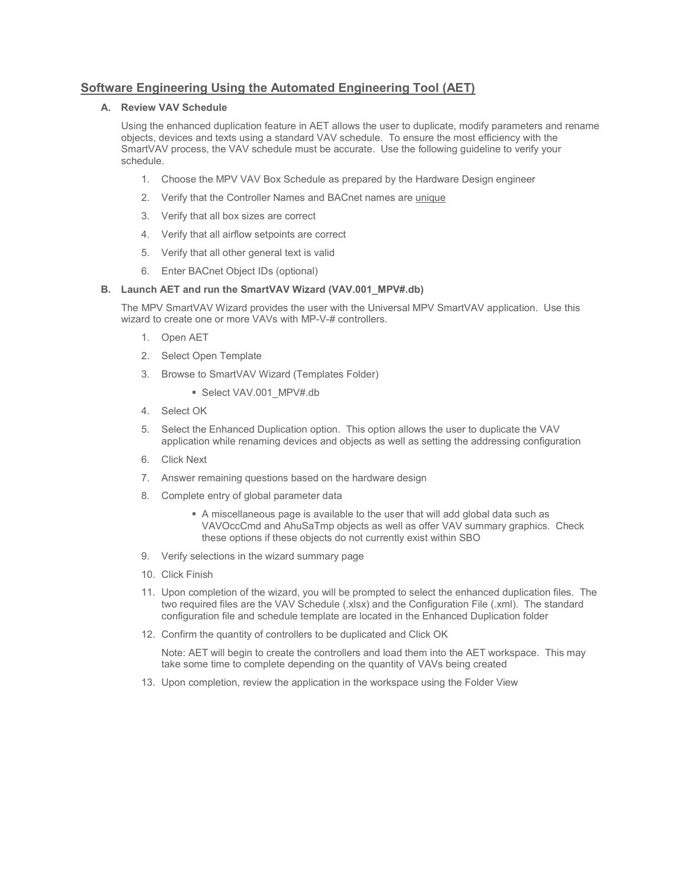## Software Engineering Using the Automated Engineering Tool (AET)

**A. Review VAV Schedule**

Using the enhanced duplication feature in AET allows the user to duplicate, modify parameters and rename objects, devices and texts using a standard VAV schedule. To ensure the most efficiency with the SmartVAV process, the VAV schedule must be accurate. Use the following guideline to verify your schedule.

1. Choose the MPV VAV Box Schedule as prepared by the Hardware Design engineer
2. Verify that the Controller Names and BACnet names are <u>unique</u>
3. Verify that all box sizes are correct
4. Verify that all airflow setpoints are correct
5. Verify that all other general text is valid
6. Enter BACnet Object IDs (optional)

**B. Launch AET and run the SmartVAV Wizard (VAV.001_MPV#.db)**

The MPV SmartVAV Wizard provides the user with the Universal MPV SmartVAV application. Use this wizard to create one or more VAVs with MP-V-# controllers.

1. Open AET
2. Select Open Template
3. Browse to SmartVAV Wizard (Templates Folder)
   - Select VAV.001_MPV#.db
4. Select OK
5. Select the Enhanced Duplication option. This option allows the user to duplicate the VAV application while renaming devices and objects as well as setting the addressing configuration
6. Click Next
7. Answer remaining questions based on the hardware design
8. Complete entry of global parameter data
   - A miscellaneous page is available to the user that will add global data such as VAVOccCmd and AhuSaTmp objects as well as offer VAV summary graphics. Check these options if these objects do not currently exist within SBO
9. Verify selections in the wizard summary page
10. Click Finish
11. Upon completion of the wizard, you will be prompted to select the enhanced duplication files. The two required files are the VAV Schedule (.xlsx) and the Configuration File (.xml). The standard configuration file and schedule template are located in the Enhanced Duplication folder
12. Confirm the quantity of controllers to be duplicated and Click OK

    Note: AET will begin to create the controllers and load them into the AET workspace. This may take some time to complete depending on the quantity of VAVs being created
13. Upon completion, review the application in the workspace using the Folder View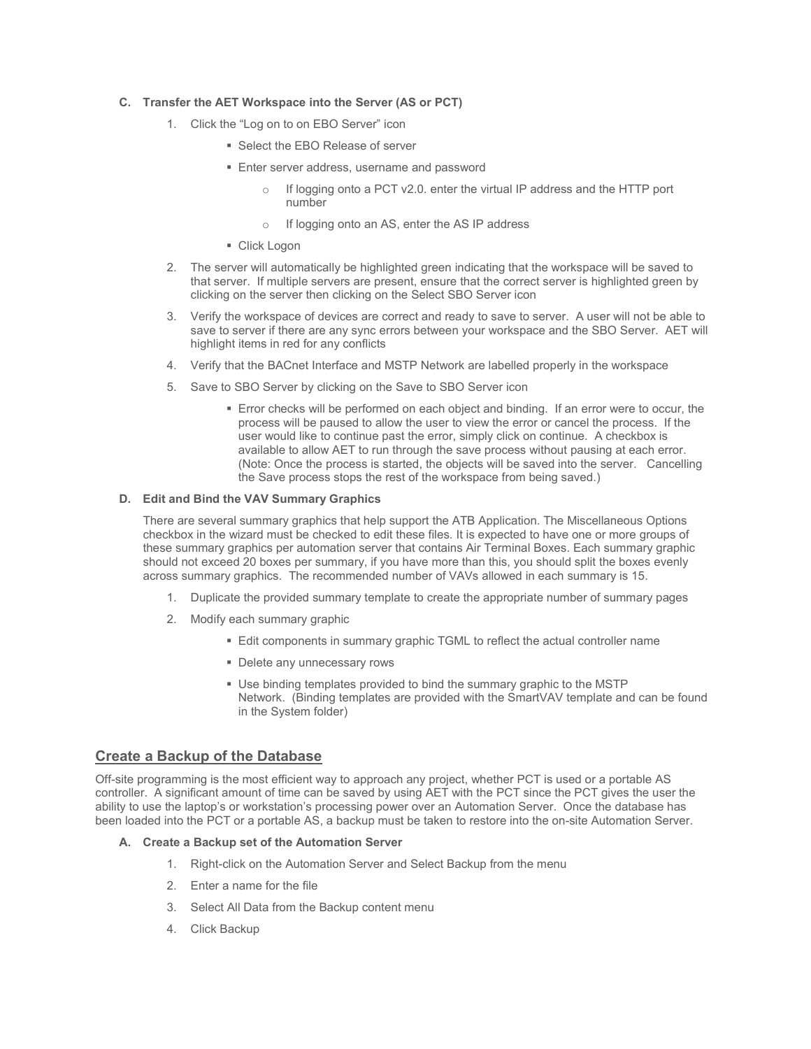**C. Transfer the AET Workspace into the Server (AS or PCT)**

1. Click the “Log on to on EBO Server” icon
   - Select the EBO Release of server
   - Enter server address, username and password
     - If logging onto a PCT v2.0. enter the virtual IP address and the HTTP port number
     - If logging onto an AS, enter the AS IP address
   - Click Logon
2. The server will automatically be highlighted green indicating that the workspace will be saved to that server. If multiple servers are present, ensure that the correct server is highlighted green by clicking on the server then clicking on the Select SBO Server icon
3. Verify the workspace of devices are correct and ready to save to server. A user will not be able to save to server if there are any sync errors between your workspace and the SBO Server. AET will highlight items in red for any conflicts
4. Verify that the BACnet Interface and MSTP Network are labelled properly in the workspace
5. Save to SBO Server by clicking on the Save to SBO Server icon
   - Error checks will be performed on each object and binding. If an error were to occur, the process will be paused to allow the user to view the error or cancel the process. If the user would like to continue past the error, simply click on continue. A checkbox is available to allow AET to run through the save process without pausing at each error. (Note: Once the process is started, the objects will be saved into the server. Cancelling the Save process stops the rest of the workspace from being saved.)

**D. Edit and Bind the VAV Summary Graphics**

There are several summary graphics that help support the ATB Application. The Miscellaneous Options checkbox in the wizard must be checked to edit these files. It is expected to have one or more groups of these summary graphics per automation server that contains Air Terminal Boxes. Each summary graphic should not exceed 20 boxes per summary, if you have more than this, you should split the boxes evenly across summary graphics. The recommended number of VAVs allowed in each summary is 15.

1. Duplicate the provided summary template to create the appropriate number of summary pages
2. Modify each summary graphic
   - Edit components in summary graphic TGML to reflect the actual controller name
   - Delete any unnecessary rows
   - Use binding templates provided to bind the summary graphic to the MSTP Network. (Binding templates are provided with the SmartVAV template and can be found in the System folder)

## Create a Backup of the Database

Off-site programming is the most efficient way to approach any project, whether PCT is used or a portable AS controller. A significant amount of time can be saved by using AET with the PCT since the PCT gives the user the ability to use the laptop's or workstation's processing power over an Automation Server. Once the database has been loaded into the PCT or a portable AS, a backup must be taken to restore into the on-site Automation Server.

**A. Create a Backup set of the Automation Server**

1. Right-click on the Automation Server and Select Backup from the menu
2. Enter a name for the file
3. Select All Data from the Backup content menu
4. Click Backup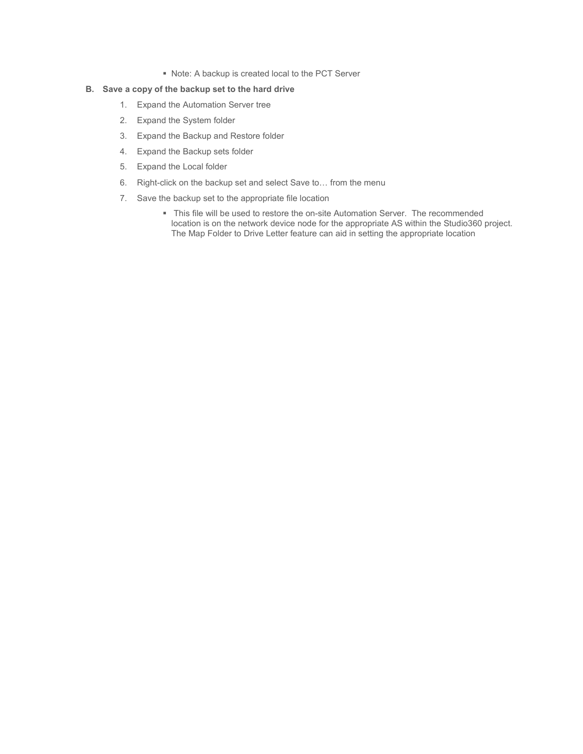- Note: A backup is created local to the PCT Server

**B. Save a copy of the backup set to the hard drive**

1. Expand the Automation Server tree
2. Expand the System folder
3. Expand the Backup and Restore folder
4. Expand the Backup sets folder
5. Expand the Local folder
6. Right-click on the backup set and select Save to… from the menu
7. Save the backup set to the appropriate file location
   - This file will be used to restore the on-site Automation Server. The recommended location is on the network device node for the appropriate AS within the Studio360 project. The Map Folder to Drive Letter feature can aid in setting the appropriate location